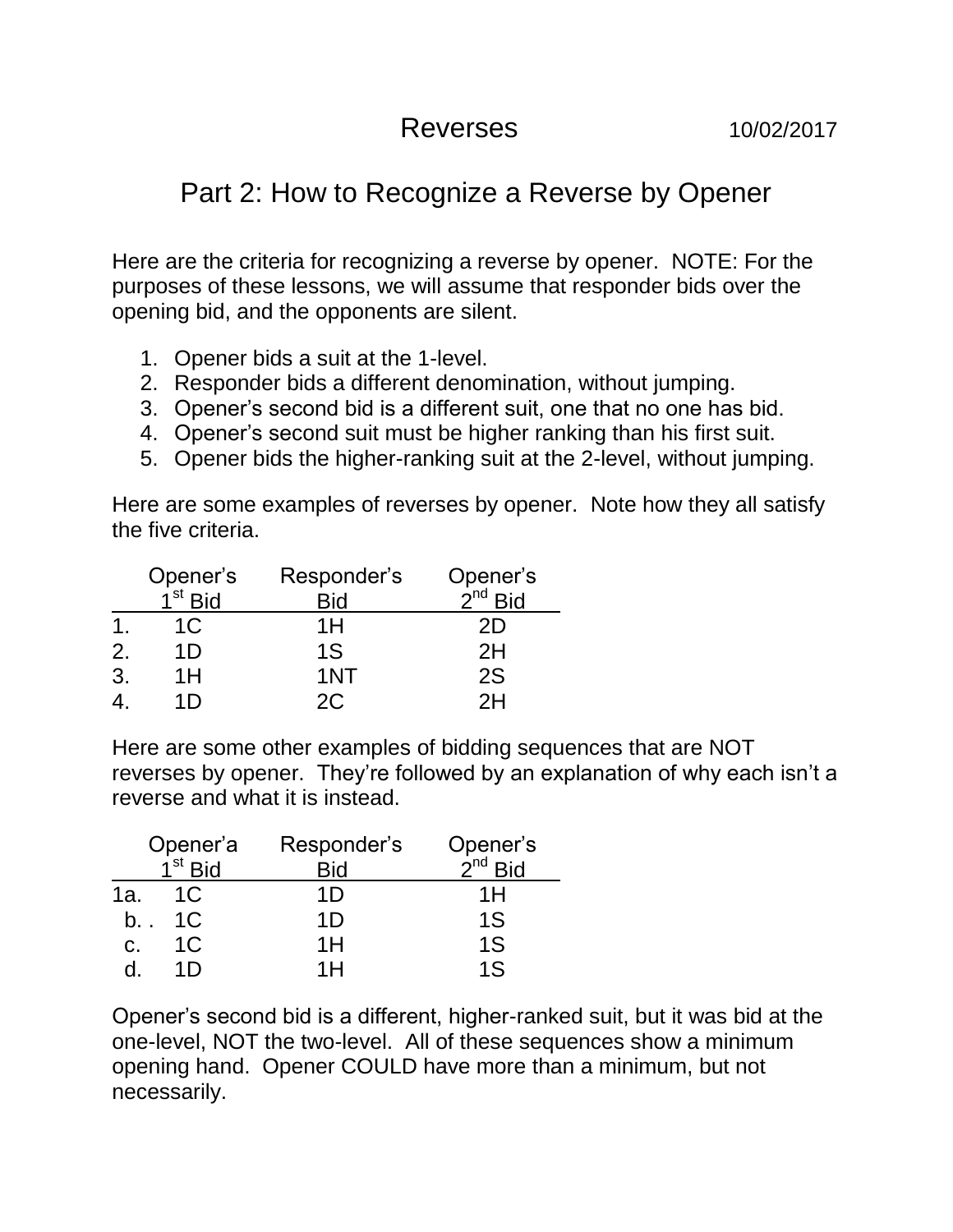# Reverses

10/02/2017

## Part 2: How to Recognize a Reverse by Opener

Here are the criteria for recognizing a reverse by opener. NOTE: For the purposes of these lessons, we will assume that responder bids over the opening bid, and the opponents are silent.

1. Opener bids a suit at the 1-level.
2. Responder bids a different denomination, without jumping.
3. Opener's second bid is a different suit, one that no one has bid.
4. Opener's second suit must be higher ranking than his first suit.
5. Opener bids the higher-ranking suit at the 2-level, without jumping.

Here are some examples of reverses by opener. Note how they all satisfy the five criteria.

| | Opener's 1st Bid | Responder's Bid | Opener's 2nd Bid |
|---|---|---|---|
| 1. | 1C | 1H | 2D |
| 2. | 1D | 1S | 2H |
| 3. | 1H | 1NT | 2S |
| 4. | 1D | 2C | 2H |

Here are some other examples of bidding sequences that are NOT reverses by opener. They're followed by an explanation of why each isn't a reverse and what it is instead.

| | Opener'a 1st Bid | Responder's Bid | Opener's 2nd Bid |
|---|---|---|---|
| 1a. | 1C | 1D | 1H |
| b. . | 1C | 1D | 1S |
| c. | 1C | 1H | 1S |
| d. | 1D | 1H | 1S |

Opener's second bid is a different, higher-ranked suit, but it was bid at the one-level, NOT the two-level. All of these sequences show a minimum opening hand. Opener COULD have more than a minimum, but not necessarily.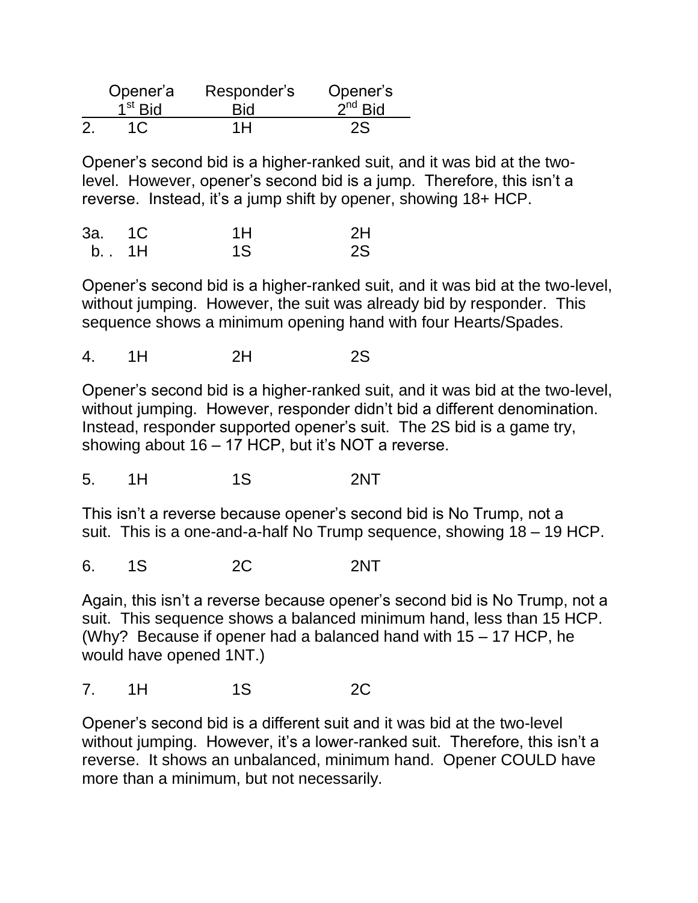| | Opener'a 1st Bid | Responder's Bid | Opener's 2nd Bid |
|---|---|---|---|
| 2. | 1C | 1H | 2S |

Opener's second bid is a higher-ranked suit, and it was bid at the two-level. However, opener's second bid is a jump. Therefore, this isn't a reverse. Instead, it's a jump shift by opener, showing 18+ HCP.

| | | | |
|---|---|---|---|
| 3a. | 1C | 1H | 2H |
| b. . | 1H | 1S | 2S |

Opener's second bid is a higher-ranked suit, and it was bid at the two-level, without jumping. However, the suit was already bid by responder. This sequence shows a minimum opening hand with four Hearts/Spades.

| | | | |
|---|---|---|---|
| 4. | 1H | 2H | 2S |

Opener's second bid is a higher-ranked suit, and it was bid at the two-level, without jumping. However, responder didn't bid a different denomination. Instead, responder supported opener's suit. The 2S bid is a game try, showing about 16 – 17 HCP, but it's NOT a reverse.

| | | | |
|---|---|---|---|
| 5. | 1H | 1S | 2NT |

This isn't a reverse because opener's second bid is No Trump, not a suit. This is a one-and-a-half No Trump sequence, showing 18 – 19 HCP.

| | | | |
|---|---|---|---|
| 6. | 1S | 2C | 2NT |

Again, this isn't a reverse because opener's second bid is No Trump, not a suit. This sequence shows a balanced minimum hand, less than 15 HCP. (Why? Because if opener had a balanced hand with 15 – 17 HCP, he would have opened 1NT.)

| | | | |
|---|---|---|---|
| 7. | 1H | 1S | 2C |

Opener's second bid is a different suit and it was bid at the two-level without jumping. However, it's a lower-ranked suit. Therefore, this isn't a reverse. It shows an unbalanced, minimum hand. Opener COULD have more than a minimum, but not necessarily.